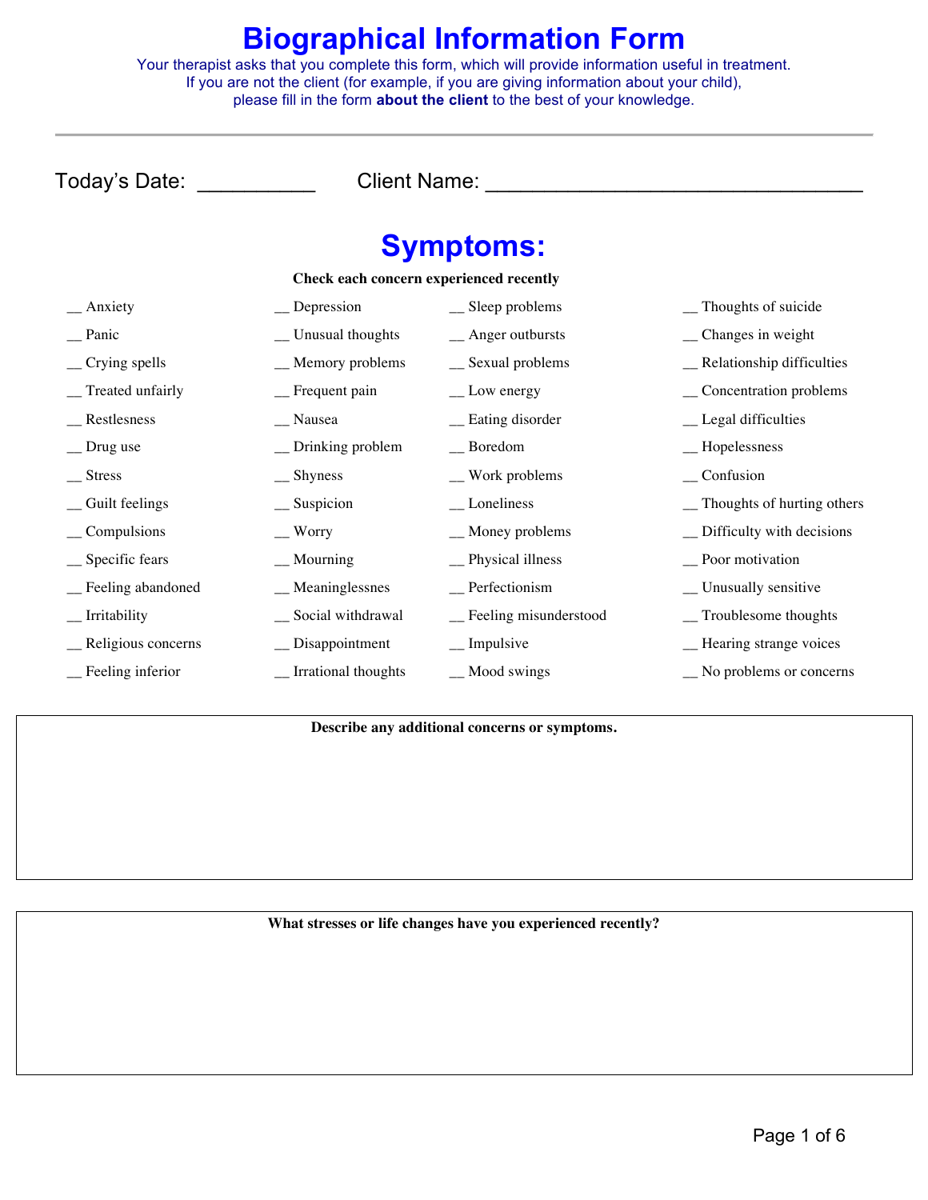# Biographical Information Form

Your therapist asks that you complete this form, which will provide information useful in treatment.
If you are not the client (for example, if you are giving information about your child),
please fill in the form **about the client** to the best of your knowledge.

---

Today's Date: __________ Client Name: ________________________________

## Symptoms:

**Check each concern experienced recently**

| | | | |
|---|---|---|---|
| __ Anxiety | __ Depression | __ Sleep problems | __ Thoughts of suicide |
| __ Panic | __ Unusual thoughts | __ Anger outbursts | __ Changes in weight |
| __ Crying spells | __ Memory problems | __ Sexual problems | __ Relationship difficulties |
| __ Treated unfairly | __ Frequent pain | __ Low energy | __ Concentration problems |
| __ Restlessness | __ Nausea | __ Eating disorder | __ Legal difficulties |
| __ Drug use | __ Drinking problem | __ Boredom | __ Hopelessness |
| __ Stress | __ Shyness | __ Work problems | __ Confusion |
| __ Guilt feelings | __ Suspicion | __ Loneliness | __ Thoughts of hurting others |
| __ Compulsions | __ Worry | __ Money problems | __ Difficulty with decisions |
| __ Specific fears | __ Mourning | __ Physical illness | __ Poor motivation |
| __ Feeling abandoned | __ Meaninglessnes | __ Perfectionism | __ Unusually sensitive |
| __ Irritability | __ Social withdrawal | __ Feeling misunderstood | __ Troublesome thoughts |
| __ Religious concerns | __ Disappointment | __ Impulsive | __ Hearing strange voices |
| __ Feeling inferior | __ Irrational thoughts | __ Mood swings | __ No problems or concerns |

**Describe any additional concerns or symptoms.**

**What stresses or life changes have you experienced recently?**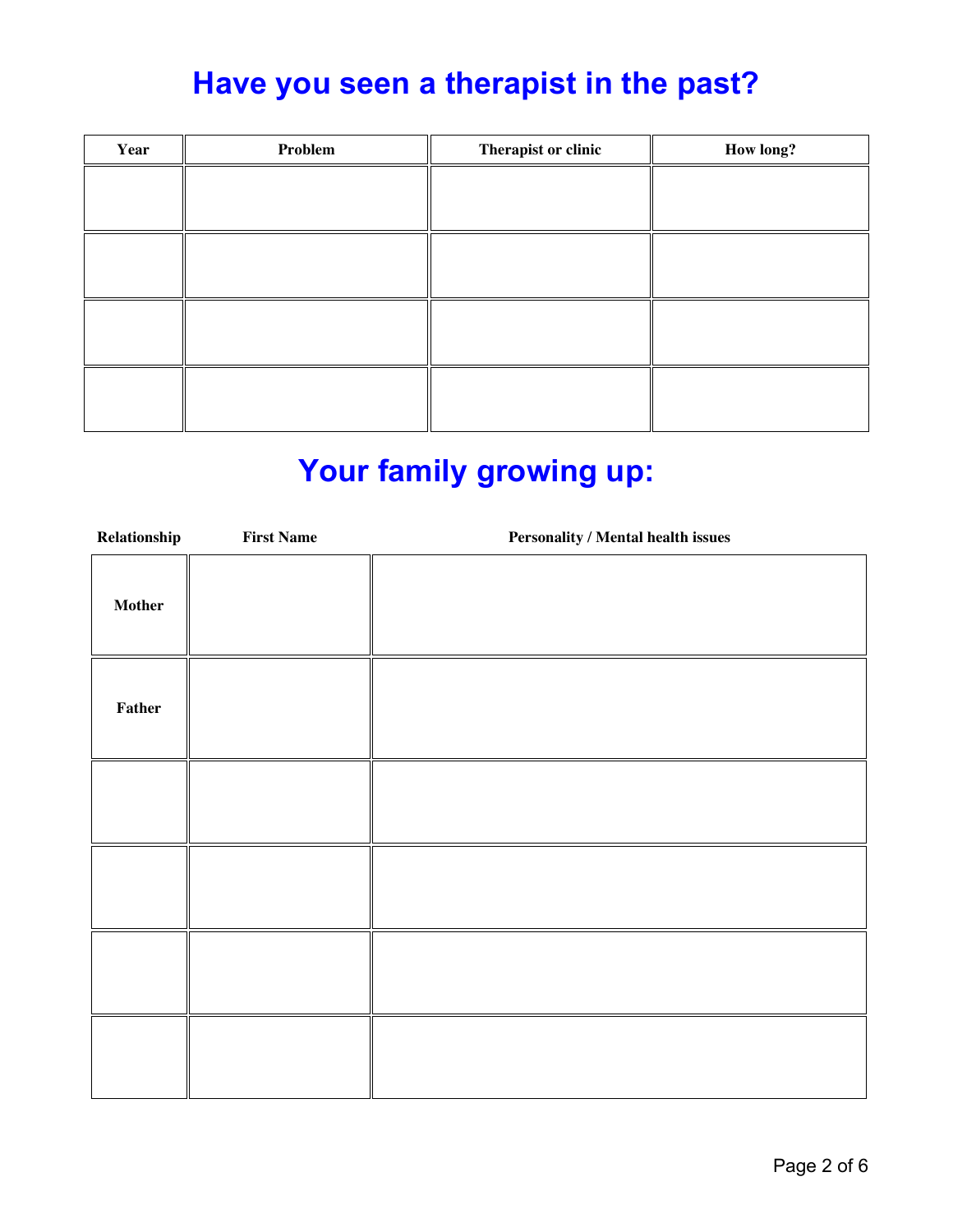# Have you seen a therapist in the past?

| Year | Problem | Therapist or clinic | How long? |
| --- | --- | --- | --- |
| | | | |
| | | | |
| | | | |
| | | | |

# Your family growing up:

| Relationship | First Name | Personality / Mental health issues |
| --- | --- | --- |
| **Mother** | | |
| **Father** | | |
| | | |
| | | |
| | | |
| | | |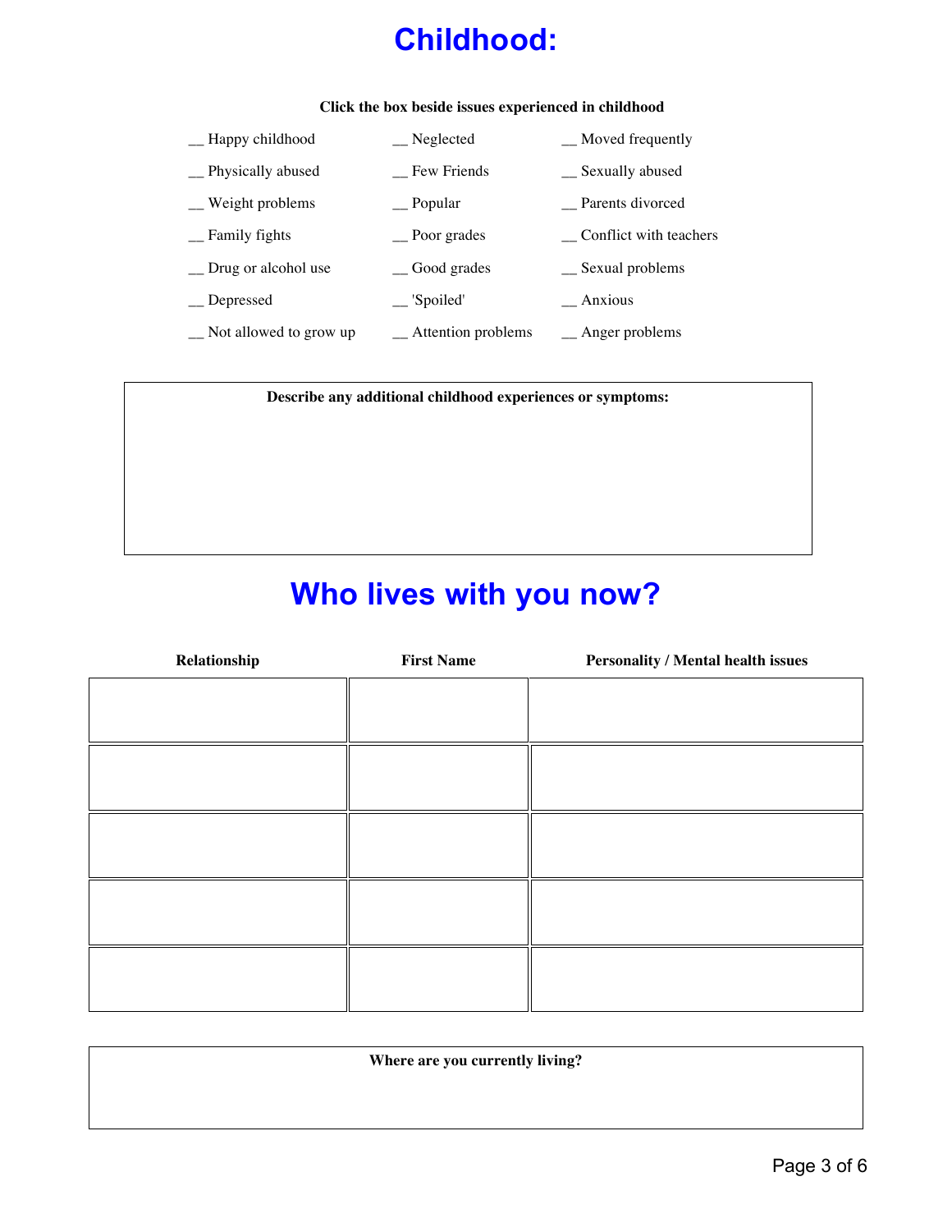# Childhood:

**Click the box beside issues experienced in childhood**

| | | |
|---|---|---|
| __ Happy childhood | __ Neglected | __ Moved frequently |
| __ Physically abused | __ Few Friends | __ Sexually abused |
| __ Weight problems | __ Popular | __ Parents divorced |
| __ Family fights | __ Poor grades | __ Conflict with teachers |
| __ Drug or alcohol use | __ Good grades | __ Sexual problems |
| __ Depressed | __ 'Spoiled' | __ Anxious |
| __ Not allowed to grow up | __ Attention problems | __ Anger problems |

**Describe any additional childhood experiences or symptoms:**

# Who lives with you now?

| Relationship | First Name | Personality / Mental health issues |
|---|---|---|
| | | |
| | | |
| | | |
| | | |
| | | |

**Where are you currently living?**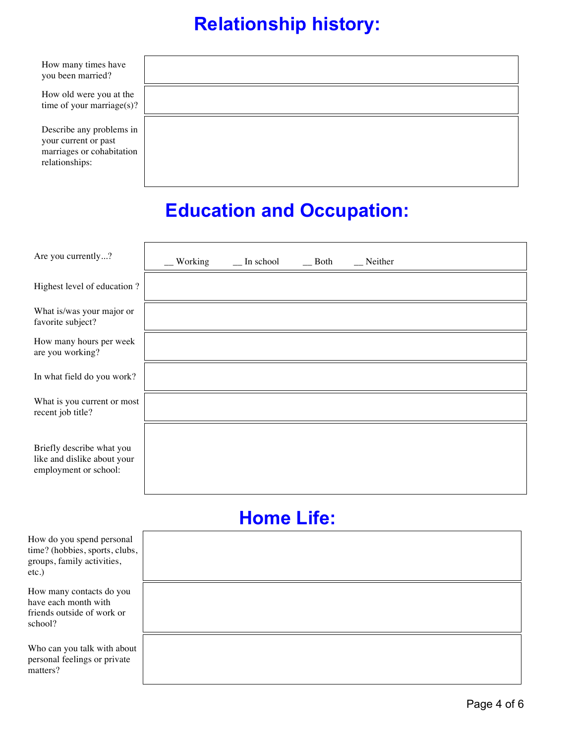# Relationship history:

| | |
|---|---|
| How many times have you been married? | |
| How old were you at the time of your marriage(s)? | |
| Describe any problems in your current or past marriages or cohabitation relationships: | |

# Education and Occupation:

| | |
|---|---|
| Are you currently...? | __ Working __ In school __ Both __ Neither |
| Highest level of education ? | |
| What is/was your major or favorite subject? | |
| How many hours per week are you working? | |
| In what field do you work? | |
| What is you current or most recent job title? | |
| Briefly describe what you like and dislike about your employment or school: | |

# Home Life:

| | |
|---|---|
| How do you spend personal time? (hobbies, sports, clubs, groups, family activities, etc.) | |
| How many contacts do you have each month with friends outside of work or school? | |
| Who can you talk with about personal feelings or private matters? | |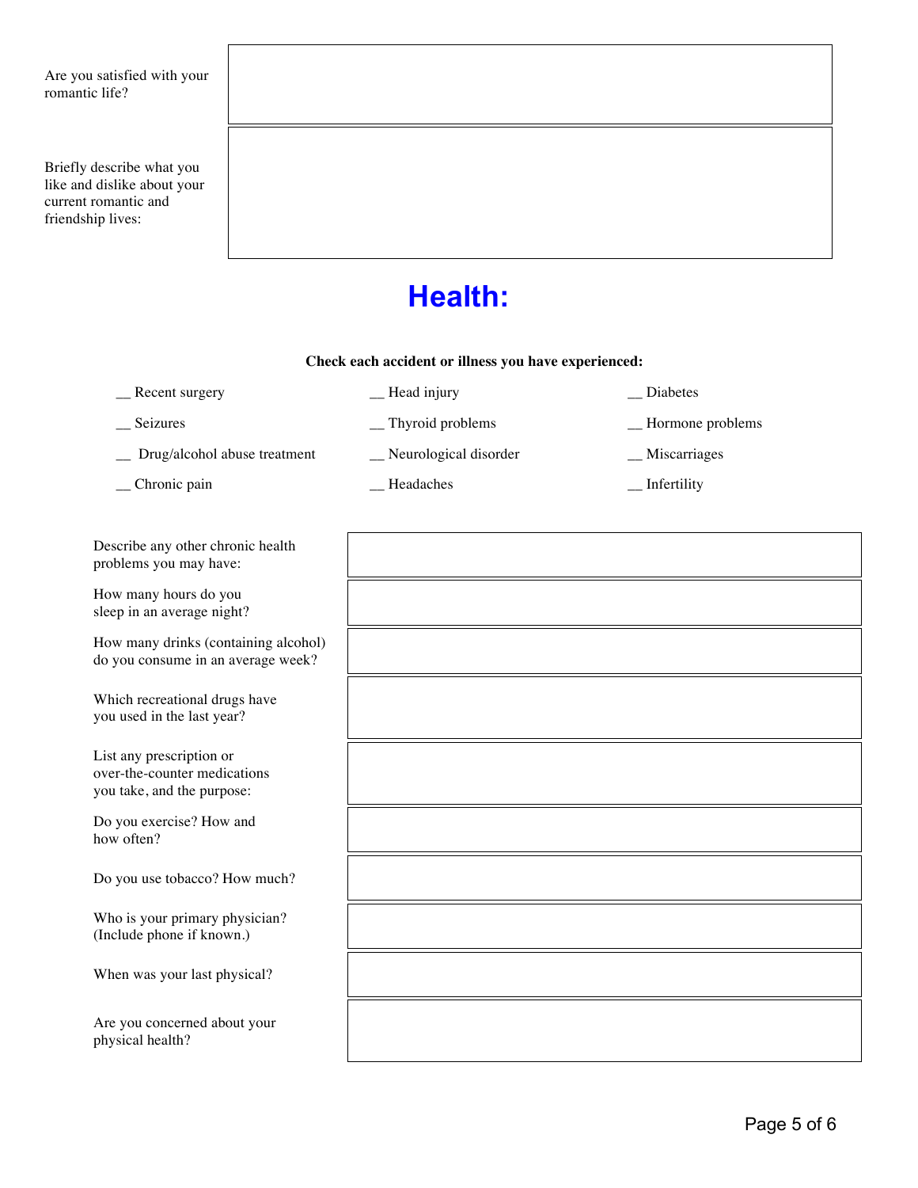| | |
|---|---|
| Are you satisfied with your romantic life? | |
| Briefly describe what you like and dislike about your current romantic and friendship lives: | |

# Health:

**Check each accident or illness you have experienced:**

| | | |
|---|---|---|
| __ Recent surgery | __ Head injury | __ Diabetes |
| __ Seizures | __ Thyroid problems | __ Hormone problems |
| __ Drug/alcohol abuse treatment | __ Neurological disorder | __ Miscarriages |
| __ Chronic pain | __ Headaches | __ Infertility |

| | |
|---|---|
| Describe any other chronic health problems you may have: | |
| How many hours do you sleep in an average night? | |
| How many drinks (containing alcohol) do you consume in an average week? | |
| Which recreational drugs have you used in the last year? | |
| List any prescription or over-the-counter medications you take, and the purpose: | |
| Do you exercise? How and how often? | |
| Do you use tobacco? How much? | |
| Who is your primary physician? (Include phone if known.) | |
| When was your last physical? | |
| Are you concerned about your physical health? | |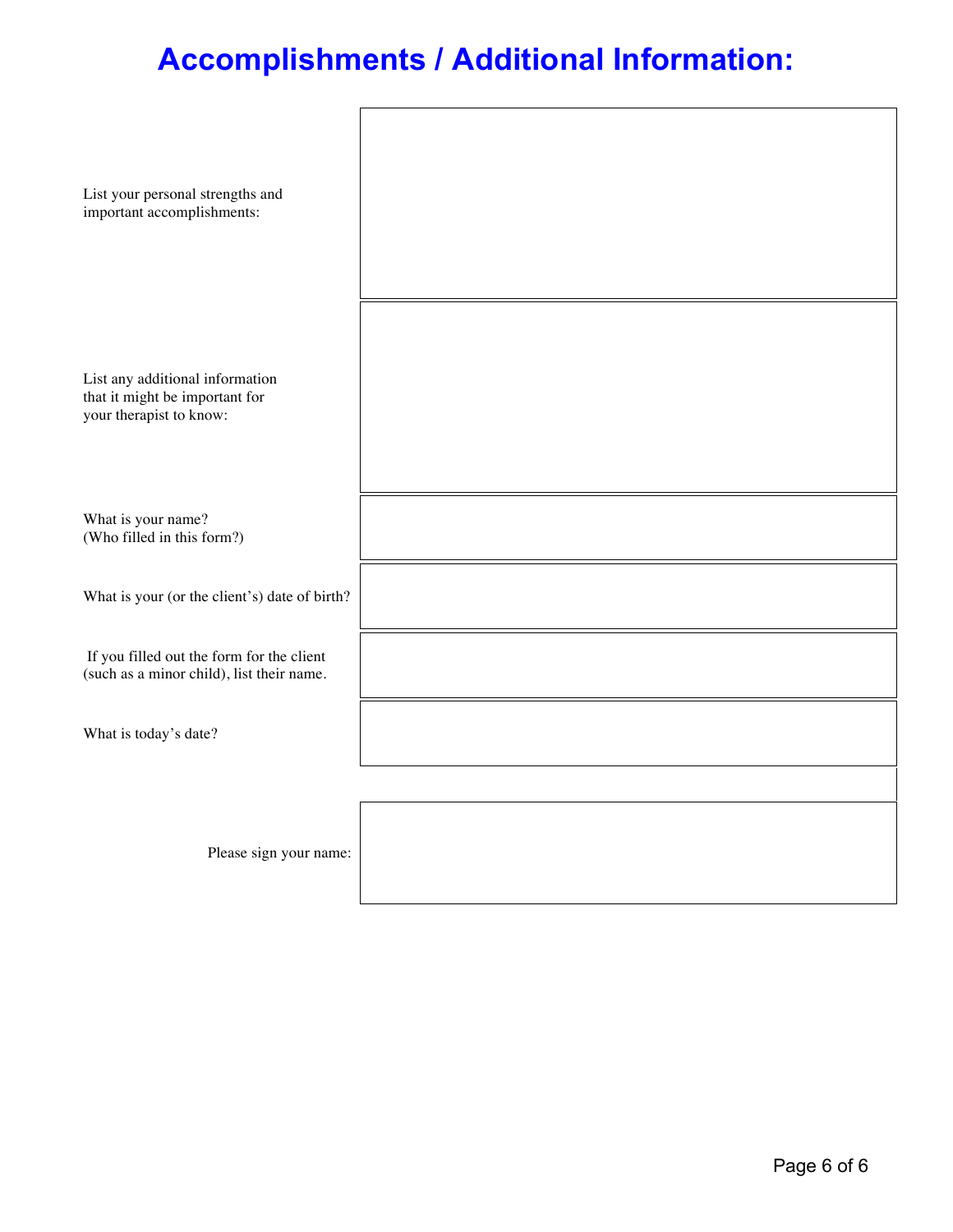# Accomplishments / Additional Information:

| | |
|---|---|
| List your personal strengths and important accomplishments: | |
| List any additional information that it might be important for your therapist to know: | |
| What is your name? (Who filled in this form?) | |
| What is your (or the client's) date of birth? | |
| If you filled out the form for the client (such as a minor child), list their name. | |
| What is today's date? | |
| Please sign your name: | |